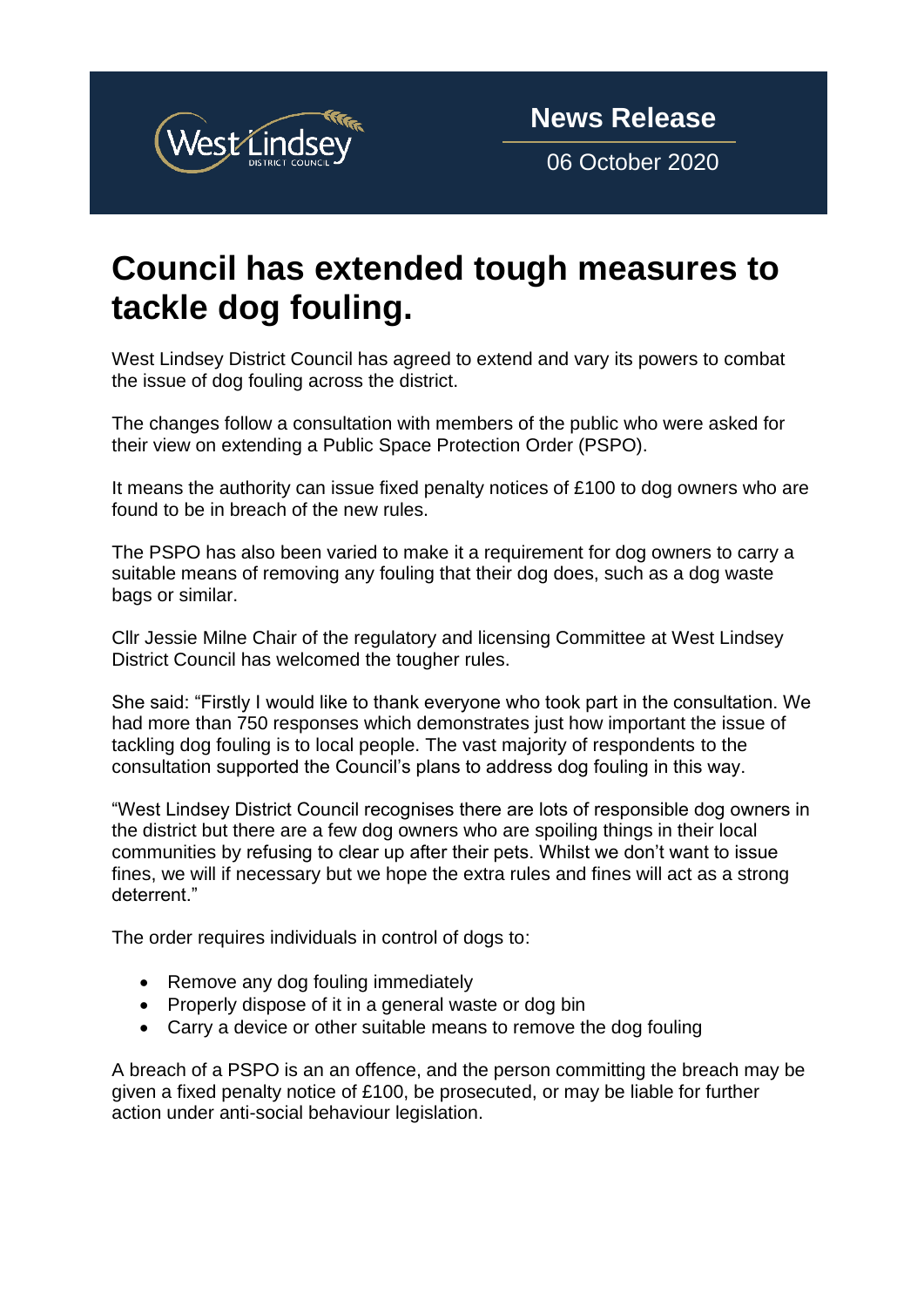West Lindsey DISTRICT COUNCIL

**News Release**

06 October 2020

# Council has extended tough measures to tackle dog fouling.

West Lindsey District Council has agreed to extend and vary its powers to combat the issue of dog fouling across the district.

The changes follow a consultation with members of the public who were asked for their view on extending a Public Space Protection Order (PSPO).

It means the authority can issue fixed penalty notices of £100 to dog owners who are found to be in breach of the new rules.

The PSPO has also been varied to make it a requirement for dog owners to carry a suitable means of removing any fouling that their dog does, such as a dog waste bags or similar.

Cllr Jessie Milne Chair of the regulatory and licensing Committee at West Lindsey District Council has welcomed the tougher rules.

She said: "Firstly I would like to thank everyone who took part in the consultation. We had more than 750 responses which demonstrates just how important the issue of tackling dog fouling is to local people. The vast majority of respondents to the consultation supported the Council's plans to address dog fouling in this way.

"West Lindsey District Council recognises there are lots of responsible dog owners in the district but there are a few dog owners who are spoiling things in their local communities by refusing to clear up after their pets. Whilst we don't want to issue fines, we will if necessary but we hope the extra rules and fines will act as a strong deterrent."

The order requires individuals in control of dogs to:

- Remove any dog fouling immediately
- Properly dispose of it in a general waste or dog bin
- Carry a device or other suitable means to remove the dog fouling

A breach of a PSPO is an an offence, and the person committing the breach may be given a fixed penalty notice of £100, be prosecuted, or may be liable for further action under anti-social behaviour legislation.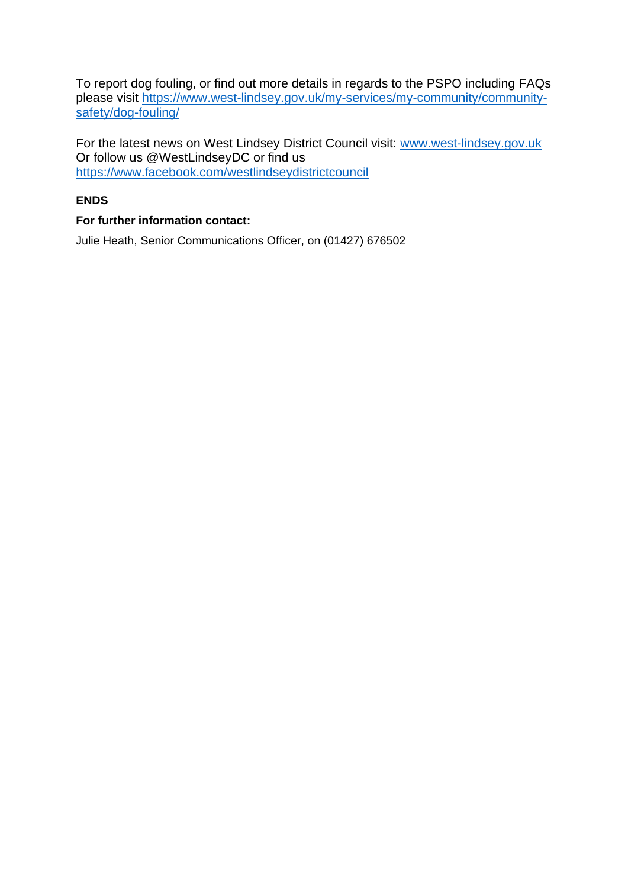To report dog fouling, or find out more details in regards to the PSPO including FAQs please visit https://www.west-lindsey.gov.uk/my-services/my-community/community-safety/dog-fouling/

For the latest news on West Lindsey District Council visit: www.west-lindsey.gov.uk
Or follow us @WestLindseyDC or find us
https://www.facebook.com/westlindseydistrictcouncil

**ENDS**

**For further information contact:**

Julie Heath, Senior Communications Officer, on (01427) 676502